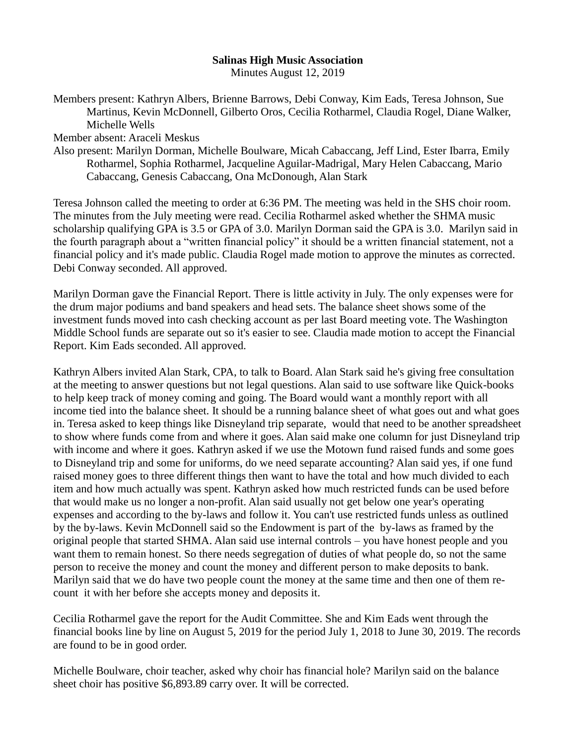**Salinas High Music Association**

Minutes August 12, 2019

Members present: Kathryn Albers, Brienne Barrows, Debi Conway, Kim Eads, Teresa Johnson, Sue Martinus, Kevin McDonnell, Gilberto Oros, Cecilia Rotharmel, Claudia Rogel, Diane Walker, Michelle Wells

Member absent: Araceli Meskus

Also present: Marilyn Dorman, Michelle Boulware, Micah Cabaccang, Jeff Lind, Ester Ibarra, Emily Rotharmel, Sophia Rotharmel, Jacqueline Aguilar-Madrigal, Mary Helen Cabaccang, Mario Cabaccang, Genesis Cabaccang, Ona McDonough, Alan Stark

Teresa Johnson called the meeting to order at 6:36 PM. The meeting was held in the SHS choir room. The minutes from the July meeting were read. Cecilia Rotharmel asked whether the SHMA music scholarship qualifying GPA is 3.5 or GPA of 3.0. Marilyn Dorman said the GPA is 3.0. Marilyn said in the fourth paragraph about a "written financial policy" it should be a written financial statement, not a financial policy and it's made public. Claudia Rogel made motion to approve the minutes as corrected. Debi Conway seconded. All approved.

Marilyn Dorman gave the Financial Report. There is little activity in July. The only expenses were for the drum major podiums and band speakers and head sets. The balance sheet shows some of the investment funds moved into cash checking account as per last Board meeting vote. The Washington Middle School funds are separate out so it's easier to see. Claudia made motion to accept the Financial Report. Kim Eads seconded. All approved.

Kathryn Albers invited Alan Stark, CPA, to talk to Board. Alan Stark said he's giving free consultation at the meeting to answer questions but not legal questions. Alan said to use software like Quick-books to help keep track of money coming and going. The Board would want a monthly report with all income tied into the balance sheet. It should be a running balance sheet of what goes out and what goes in. Teresa asked to keep things like Disneyland trip separate, would that need to be another spreadsheet to show where funds come from and where it goes. Alan said make one column for just Disneyland trip with income and where it goes. Kathryn asked if we use the Motown fund raised funds and some goes to Disneyland trip and some for uniforms, do we need separate accounting? Alan said yes, if one fund raised money goes to three different things then want to have the total and how much divided to each item and how much actually was spent. Kathryn asked how much restricted funds can be used before that would make us no longer a non-profit. Alan said usually not get below one year's operating expenses and according to the by-laws and follow it. You can't use restricted funds unless as outlined by the by-laws. Kevin McDonnell said so the Endowment is part of the by-laws as framed by the original people that started SHMA. Alan said use internal controls – you have honest people and you want them to remain honest. So there needs segregation of duties of what people do, so not the same person to receive the money and count the money and different person to make deposits to bank. Marilyn said that we do have two people count the money at the same time and then one of them re-count it with her before she accepts money and deposits it.

Cecilia Rotharmel gave the report for the Audit Committee. She and Kim Eads went through the financial books line by line on August 5, 2019 for the period July 1, 2018 to June 30, 2019. The records are found to be in good order.

Michelle Boulware, choir teacher, asked why choir has financial hole? Marilyn said on the balance sheet choir has positive $6,893.89 carry over. It will be corrected.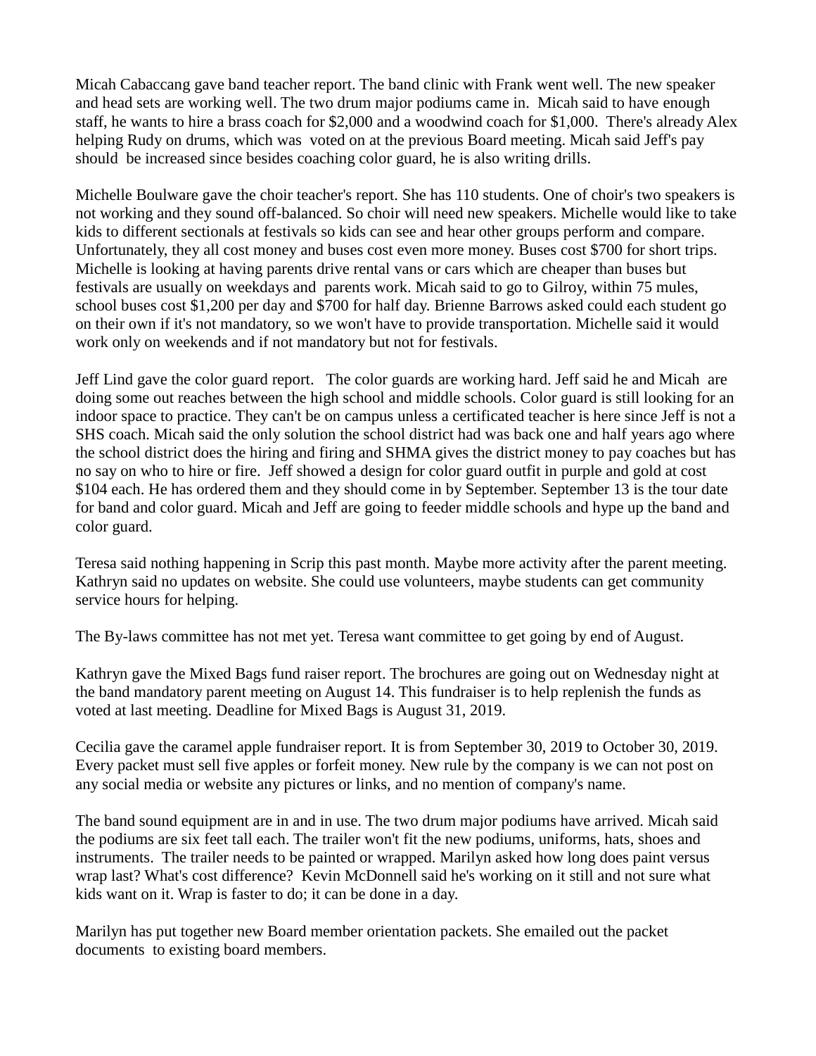Micah Cabaccang gave band teacher report. The band clinic with Frank went well. The new speaker and head sets are working well. The two drum major podiums came in. Micah said to have enough staff, he wants to hire a brass coach for $2,000 and a woodwind coach for $1,000. There's already Alex helping Rudy on drums, which was voted on at the previous Board meeting. Micah said Jeff's pay should be increased since besides coaching color guard, he is also writing drills.

Michelle Boulware gave the choir teacher's report. She has 110 students. One of choir's two speakers is not working and they sound off-balanced. So choir will need new speakers. Michelle would like to take kids to different sectionals at festivals so kids can see and hear other groups perform and compare. Unfortunately, they all cost money and buses cost even more money. Buses cost $700 for short trips. Michelle is looking at having parents drive rental vans or cars which are cheaper than buses but festivals are usually on weekdays and parents work. Micah said to go to Gilroy, within 75 mules, school buses cost $1,200 per day and $700 for half day. Brienne Barrows asked could each student go on their own if it's not mandatory, so we won't have to provide transportation. Michelle said it would work only on weekends and if not mandatory but not for festivals.

Jeff Lind gave the color guard report. The color guards are working hard. Jeff said he and Micah are doing some out reaches between the high school and middle schools. Color guard is still looking for an indoor space to practice. They can't be on campus unless a certificated teacher is here since Jeff is not a SHS coach. Micah said the only solution the school district had was back one and half years ago where the school district does the hiring and firing and SHMA gives the district money to pay coaches but has no say on who to hire or fire. Jeff showed a design for color guard outfit in purple and gold at cost $104 each. He has ordered them and they should come in by September. September 13 is the tour date for band and color guard. Micah and Jeff are going to feeder middle schools and hype up the band and color guard.

Teresa said nothing happening in Scrip this past month. Maybe more activity after the parent meeting. Kathryn said no updates on website. She could use volunteers, maybe students can get community service hours for helping.

The By-laws committee has not met yet. Teresa want committee to get going by end of August.

Kathryn gave the Mixed Bags fund raiser report. The brochures are going out on Wednesday night at the band mandatory parent meeting on August 14. This fundraiser is to help replenish the funds as voted at last meeting. Deadline for Mixed Bags is August 31, 2019.

Cecilia gave the caramel apple fundraiser report. It is from September 30, 2019 to October 30, 2019. Every packet must sell five apples or forfeit money. New rule by the company is we can not post on any social media or website any pictures or links, and no mention of company's name.

The band sound equipment are in and in use. The two drum major podiums have arrived. Micah said the podiums are six feet tall each. The trailer won't fit the new podiums, uniforms, hats, shoes and instruments. The trailer needs to be painted or wrapped. Marilyn asked how long does paint versus wrap last? What's cost difference? Kevin McDonnell said he's working on it still and not sure what kids want on it. Wrap is faster to do; it can be done in a day.

Marilyn has put together new Board member orientation packets. She emailed out the packet documents to existing board members.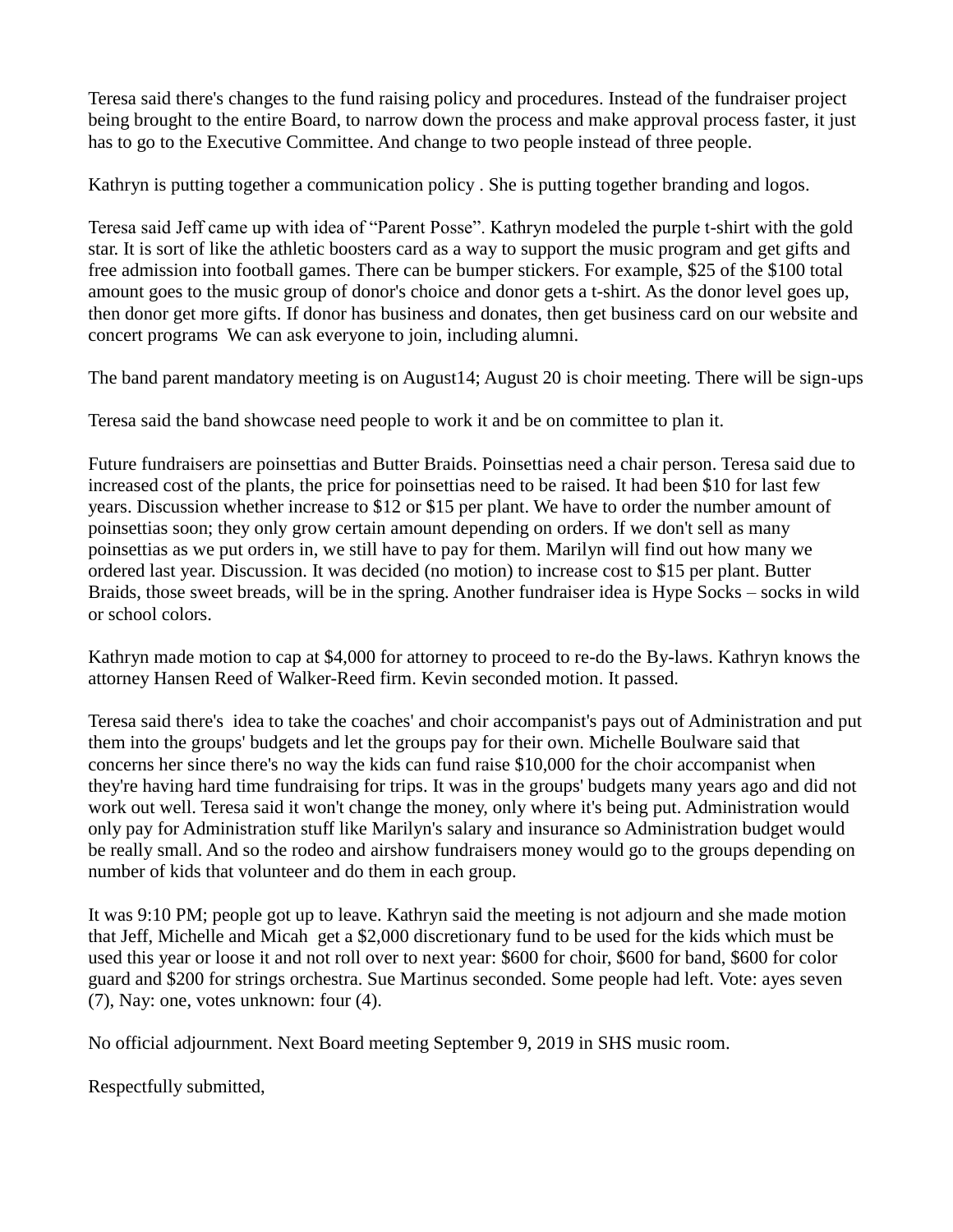Teresa said there's changes to the fund raising policy and procedures. Instead of the fundraiser project being brought to the entire Board, to narrow down the process and make approval process faster, it just has to go to the Executive Committee. And change to two people instead of three people.

Kathryn is putting together a communication policy . She is putting together branding and logos.

Teresa said Jeff came up with idea of "Parent Posse". Kathryn modeled the purple t-shirt with the gold star. It is sort of like the athletic boosters card as a way to support the music program and get gifts and free admission into football games. There can be bumper stickers. For example, $25 of the $100 total amount goes to the music group of donor's choice and donor gets a t-shirt. As the donor level goes up, then donor get more gifts. If donor has business and donates, then get business card on our website and concert programs  We can ask everyone to join, including alumni.

The band parent mandatory meeting is on August14; August 20 is choir meeting. There will be sign-ups

Teresa said the band showcase need people to work it and be on committee to plan it.

Future fundraisers are poinsettias and Butter Braids. Poinsettias need a chair person. Teresa said due to increased cost of the plants, the price for poinsettias need to be raised. It had been $10 for last few years. Discussion whether increase to $12 or $15 per plant. We have to order the number amount of poinsettias soon; they only grow certain amount depending on orders. If we don't sell as many poinsettias as we put orders in, we still have to pay for them. Marilyn will find out how many we ordered last year. Discussion. It was decided (no motion) to increase cost to $15 per plant. Butter Braids, those sweet breads, will be in the spring. Another fundraiser idea is Hype Socks – socks in wild or school colors.

Kathryn made motion to cap at $4,000 for attorney to proceed to re-do the By-laws. Kathryn knows the attorney Hansen Reed of Walker-Reed firm. Kevin seconded motion. It passed.

Teresa said there's  idea to take the coaches' and choir accompanist's pays out of Administration and put them into the groups' budgets and let the groups pay for their own. Michelle Boulware said that concerns her since there's no way the kids can fund raise $10,000 for the choir accompanist when they're having hard time fundraising for trips. It was in the groups' budgets many years ago and did not work out well. Teresa said it won't change the money, only where it's being put. Administration would only pay for Administration stuff like Marilyn's salary and insurance so Administration budget would be really small. And so the rodeo and airshow fundraisers money would go to the groups depending on number of kids that volunteer and do them in each group.

It was 9:10 PM; people got up to leave. Kathryn said the meeting is not adjourn and she made motion that Jeff, Michelle and Micah  get a $2,000 discretionary fund to be used for the kids which must be used this year or loose it and not roll over to next year: $600 for choir, $600 for band, $600 for color guard and $200 for strings orchestra. Sue Martinus seconded. Some people had left. Vote: ayes seven (7), Nay: one, votes unknown: four (4).

No official adjournment. Next Board meeting September 9, 2019 in SHS music room.

Respectfully submitted,